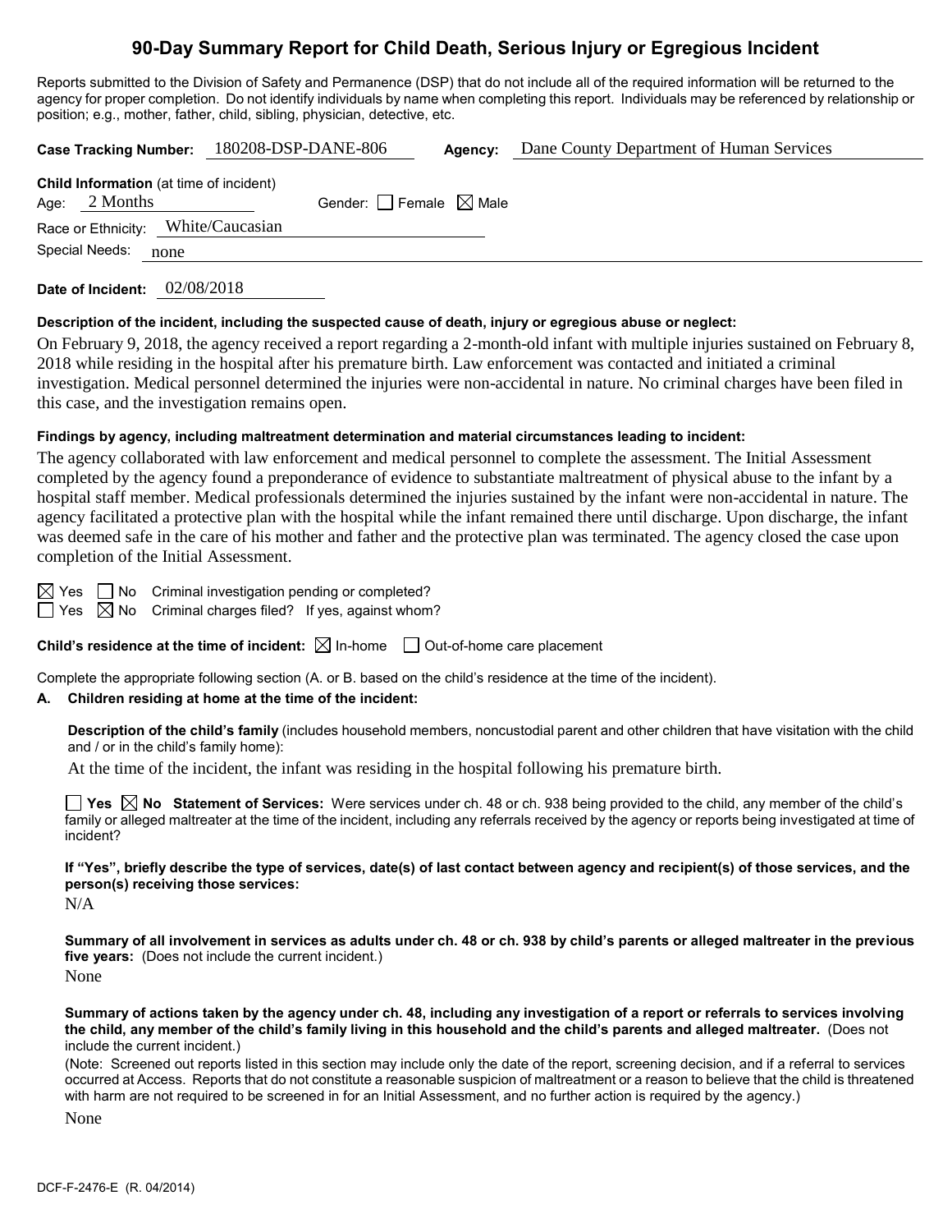# 90-Day Summary Report for Child Death, Serious Injury or Egregious Incident

Reports submitted to the Division of Safety and Permanence (DSP) that do not include all of the required information will be returned to the agency for proper completion. Do not identify individuals by name when completing this report. Individuals may be referenced by relationship or position; e.g., mother, father, child, sibling, physician, detective, etc.

**Case Tracking Number:** 180208-DSP-DANE-806 **Agency:** Dane County Department of Human Services

**Child Information** (at time of incident)

Age: 2 Months Gender: ☐ Female ☒ Male

Race or Ethnicity: White/Caucasian

Special Needs: none

**Date of Incident:** 02/08/2018

**Description of the incident, including the suspected cause of death, injury or egregious abuse or neglect:**

On February 9, 2018, the agency received a report regarding a 2-month-old infant with multiple injuries sustained on February 8, 2018 while residing in the hospital after his premature birth. Law enforcement was contacted and initiated a criminal investigation. Medical personnel determined the injuries were non-accidental in nature. No criminal charges have been filed in this case, and the investigation remains open.

**Findings by agency, including maltreatment determination and material circumstances leading to incident:**

The agency collaborated with law enforcement and medical personnel to complete the assessment. The Initial Assessment completed by the agency found a preponderance of evidence to substantiate maltreatment of physical abuse to the infant by a hospital staff member. Medical professionals determined the injuries sustained by the infant were non-accidental in nature. The agency facilitated a protective plan with the hospital while the infant remained there until discharge. Upon discharge, the infant was deemed safe in the care of his mother and father and the protective plan was terminated. The agency closed the case upon completion of the Initial Assessment.

☒ Yes ☐ No Criminal investigation pending or completed?

☐ Yes ☒ No Criminal charges filed? If yes, against whom?

**Child's residence at the time of incident:** ☒ In-home ☐ Out-of-home care placement

Complete the appropriate following section (A. or B. based on the child's residence at the time of the incident).

**A. Children residing at home at the time of the incident:**

**Description of the child's family** (includes household members, noncustodial parent and other children that have visitation with the child and / or in the child's family home):

At the time of the incident, the infant was residing in the hospital following his premature birth.

☐ **Yes** ☒ **No Statement of Services:** Were services under ch. 48 or ch. 938 being provided to the child, any member of the child's family or alleged maltreater at the time of the incident, including any referrals received by the agency or reports being investigated at time of incident?

**If "Yes", briefly describe the type of services, date(s) of last contact between agency and recipient(s) of those services, and the person(s) receiving those services:**

N/A

**Summary of all involvement in services as adults under ch. 48 or ch. 938 by child's parents or alleged maltreater in the previous five years:** (Does not include the current incident.)

None

**Summary of actions taken by the agency under ch. 48, including any investigation of a report or referrals to services involving the child, any member of the child's family living in this household and the child's parents and alleged maltreater.** (Does not include the current incident.)

(Note: Screened out reports listed in this section may include only the date of the report, screening decision, and if a referral to services occurred at Access. Reports that do not constitute a reasonable suspicion of maltreatment or a reason to believe that the child is threatened with harm are not required to be screened in for an Initial Assessment, and no further action is required by the agency.)

None

DCF-F-2476-E (R. 04/2014)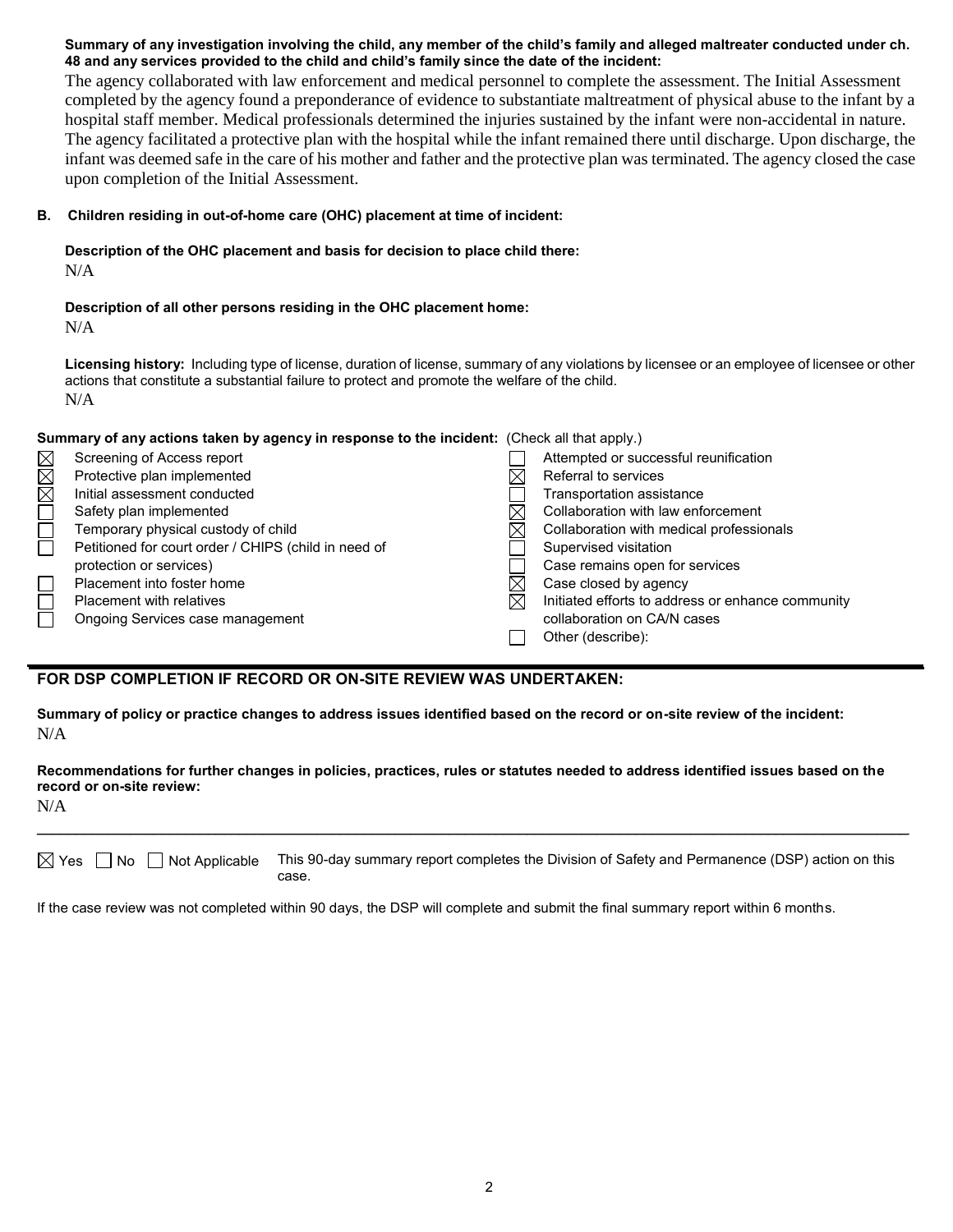**Summary of any investigation involving the child, any member of the child's family and alleged maltreater conducted under ch. 48 and any services provided to the child and child's family since the date of the incident:**

The agency collaborated with law enforcement and medical personnel to complete the assessment. The Initial Assessment completed by the agency found a preponderance of evidence to substantiate maltreatment of physical abuse to the infant by a hospital staff member. Medical professionals determined the injuries sustained by the infant were non-accidental in nature. The agency facilitated a protective plan with the hospital while the infant remained there until discharge. Upon discharge, the infant was deemed safe in the care of his mother and father and the protective plan was terminated. The agency closed the case upon completion of the Initial Assessment.

**B. Children residing in out-of-home care (OHC) placement at time of incident:**

**Description of the OHC placement and basis for decision to place child there:**
N/A

**Description of all other persons residing in the OHC placement home:**
N/A

**Licensing history:** Including type of license, duration of license, summary of any violations by licensee or an employee of licensee or other actions that constitute a substantial failure to protect and promote the welfare of the child.
N/A

**Summary of any actions taken by agency in response to the incident:** (Check all that apply.)

- ☒ Screening of Access report
- ☒ Protective plan implemented
- ☒ Initial assessment conducted
- ☐ Safety plan implemented
- ☐ Temporary physical custody of child
- ☐ Petitioned for court order / CHIPS (child in need of protection or services)
- ☐ Placement into foster home
- ☐ Placement with relatives
- ☐ Ongoing Services case management
- ☐ Attempted or successful reunification
- ☒ Referral to services
- ☐ Transportation assistance
- ☒ Collaboration with law enforcement
- ☒ Collaboration with medical professionals
- ☐ Supervised visitation
- ☐ Case remains open for services
- ☒ Case closed by agency
- ☒ Initiated efforts to address or enhance community collaboration on CA/N cases
- ☐ Other (describe):

## FOR DSP COMPLETION IF RECORD OR ON-SITE REVIEW WAS UNDERTAKEN:

**Summary of policy or practice changes to address issues identified based on the record or on-site review of the incident:**
N/A

**Recommendations for further changes in policies, practices, rules or statutes needed to address identified issues based on the record or on-site review:**
N/A

---

☒ Yes ☐ No ☐ Not Applicable This 90-day summary report completes the Division of Safety and Permanence (DSP) action on this case.

If the case review was not completed within 90 days, the DSP will complete and submit the final summary report within 6 months.